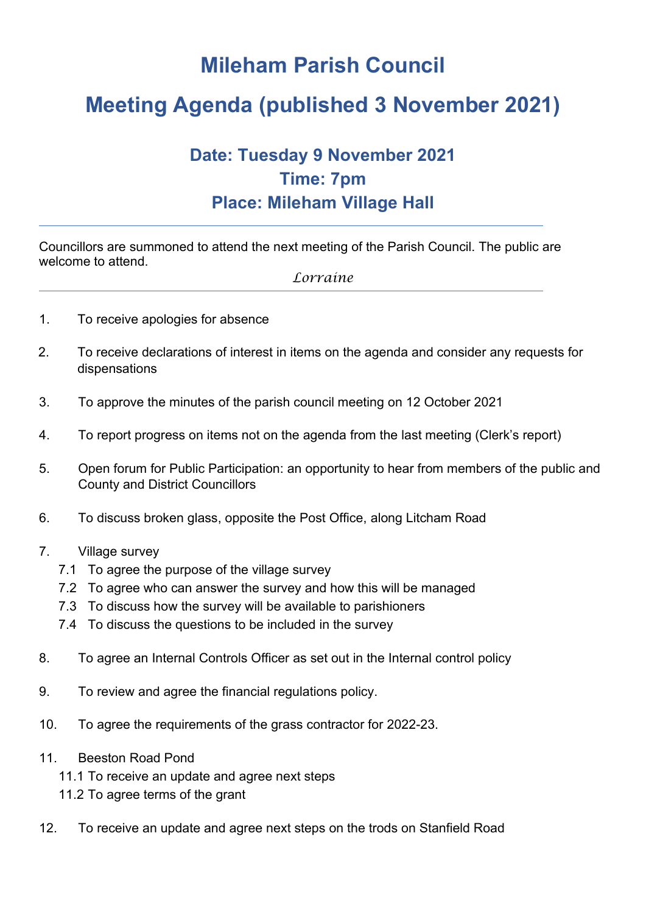# Mileham Parish Council

# Meeting Agenda (published 3 November 2021)

### Date: Tuesday 9 November 2021
### Time: 7pm
### Place: Mileham Village Hall

---

Councillors are summoned to attend the next meeting of the Parish Council. The public are welcome to attend.

*Lorraine*

---

1. To receive apologies for absence

2. To receive declarations of interest in items on the agenda and consider any requests for dispensations

3. To approve the minutes of the parish council meeting on 12 October 2021

4. To report progress on items not on the agenda from the last meeting (Clerk's report)

5. Open forum for Public Participation: an opportunity to hear from members of the public and County and District Councillors

6. To discuss broken glass, opposite the Post Office, along Litcham Road

7. Village survey
   - 7.1 To agree the purpose of the village survey
   - 7.2 To agree who can answer the survey and how this will be managed
   - 7.3 To discuss how the survey will be available to parishioners
   - 7.4 To discuss the questions to be included in the survey

8. To agree an Internal Controls Officer as set out in the Internal control policy

9. To review and agree the financial regulations policy.

10. To agree the requirements of the grass contractor for 2022-23.

11. Beeston Road Pond
    - 11.1 To receive an update and agree next steps
    - 11.2 To agree terms of the grant

12. To receive an update and agree next steps on the trods on Stanfield Road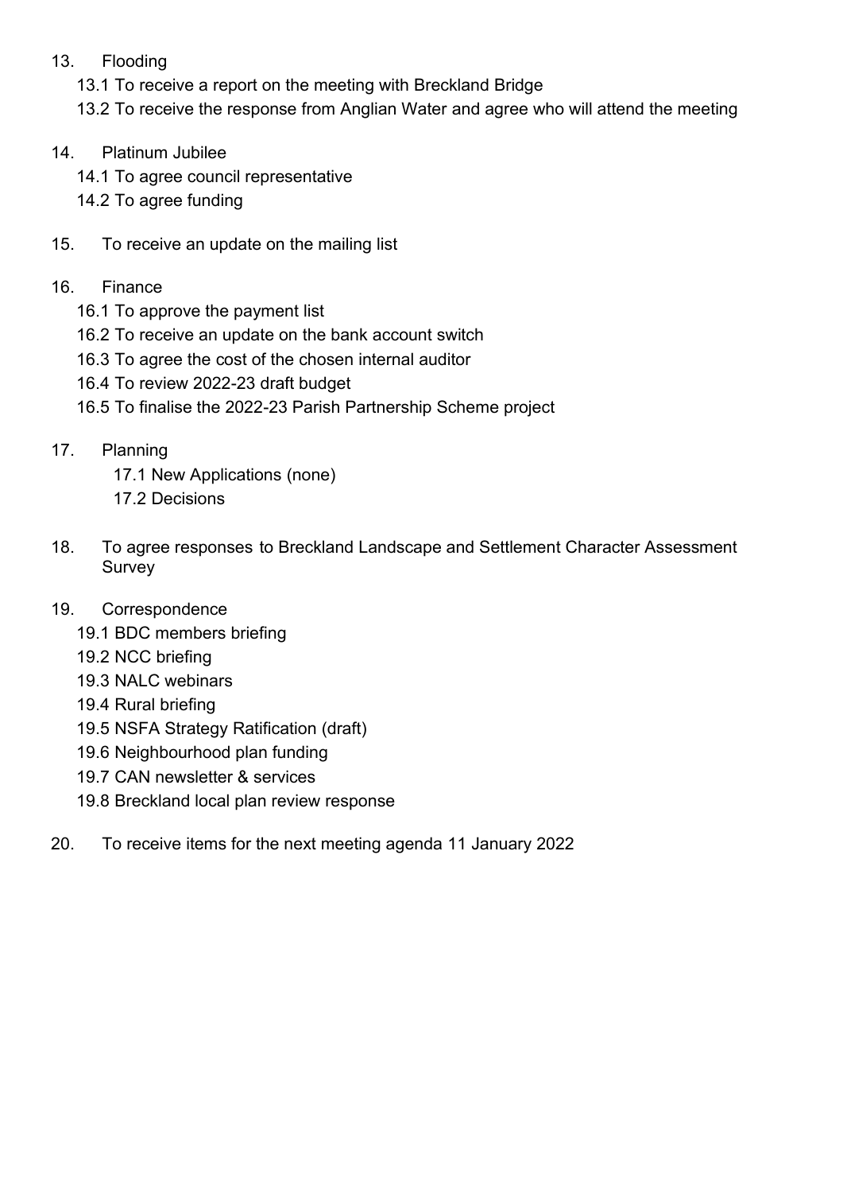13. Flooding
    - 13.1 To receive a report on the meeting with Breckland Bridge
    - 13.2 To receive the response from Anglian Water and agree who will attend the meeting

14. Platinum Jubilee
    - 14.1 To agree council representative
    - 14.2 To agree funding

15. To receive an update on the mailing list

16. Finance
    - 16.1 To approve the payment list
    - 16.2 To receive an update on the bank account switch
    - 16.3 To agree the cost of the chosen internal auditor
    - 16.4 To review 2022-23 draft budget
    - 16.5 To finalise the 2022-23 Parish Partnership Scheme project

17. Planning
    - 17.1 New Applications (none)
    - 17.2 Decisions

18. To agree responses to Breckland Landscape and Settlement Character Assessment Survey

19. Correspondence
    - 19.1 BDC members briefing
    - 19.2 NCC briefing
    - 19.3 NALC webinars
    - 19.4 Rural briefing
    - 19.5 NSFA Strategy Ratification (draft)
    - 19.6 Neighbourhood plan funding
    - 19.7 CAN newsletter & services
    - 19.8 Breckland local plan review response

20. To receive items for the next meeting agenda 11 January 2022